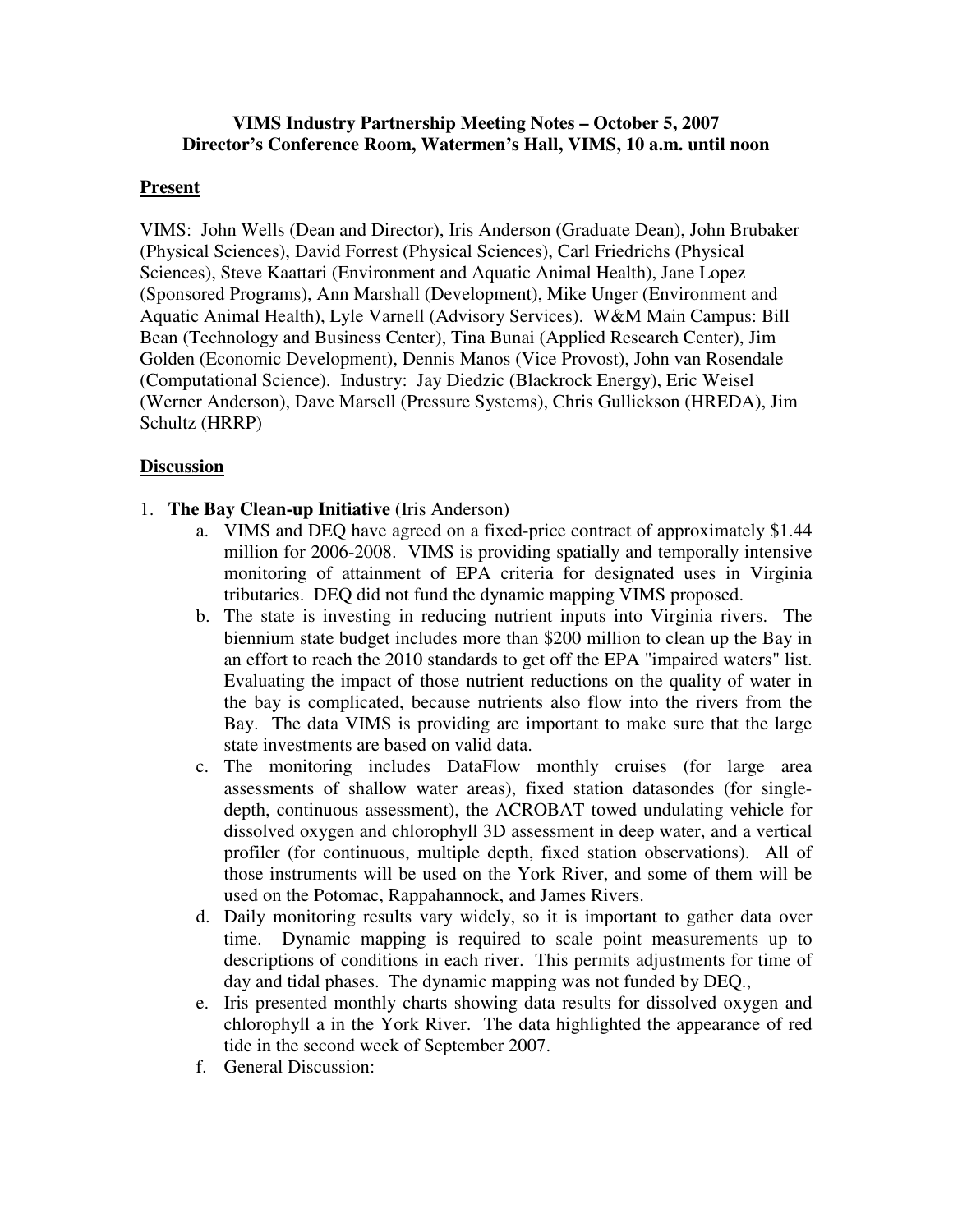**VIMS Industry Partnership Meeting Notes – October 5, 2007**
**Director's Conference Room, Watermen's Hall, VIMS, 10 a.m. until noon**

**Present**

VIMS: John Wells (Dean and Director), Iris Anderson (Graduate Dean), John Brubaker (Physical Sciences), David Forrest (Physical Sciences), Carl Friedrichs (Physical Sciences), Steve Kaattari (Environment and Aquatic Animal Health), Jane Lopez (Sponsored Programs), Ann Marshall (Development), Mike Unger (Environment and Aquatic Animal Health), Lyle Varnell (Advisory Services). W&M Main Campus: Bill Bean (Technology and Business Center), Tina Bunai (Applied Research Center), Jim Golden (Economic Development), Dennis Manos (Vice Provost), John van Rosendale (Computational Science). Industry: Jay Diedzic (Blackrock Energy), Eric Weisel (Werner Anderson), Dave Marsell (Pressure Systems), Chris Gullickson (HREDA), Jim Schultz (HRRP)

**Discussion**

1. **The Bay Clean-up Initiative** (Iris Anderson)
   a. VIMS and DEQ have agreed on a fixed-price contract of approximately $1.44 million for 2006-2008. VIMS is providing spatially and temporally intensive monitoring of attainment of EPA criteria for designated uses in Virginia tributaries. DEQ did not fund the dynamic mapping VIMS proposed.
   b. The state is investing in reducing nutrient inputs into Virginia rivers. The biennium state budget includes more than $200 million to clean up the Bay in an effort to reach the 2010 standards to get off the EPA "impaired waters" list. Evaluating the impact of those nutrient reductions on the quality of water in the bay is complicated, because nutrients also flow into the rivers from the Bay. The data VIMS is providing are important to make sure that the large state investments are based on valid data.
   c. The monitoring includes DataFlow monthly cruises (for large area assessments of shallow water areas), fixed station datasondes (for single-depth, continuous assessment), the ACROBAT towed undulating vehicle for dissolved oxygen and chlorophyll 3D assessment in deep water, and a vertical profiler (for continuous, multiple depth, fixed station observations). All of those instruments will be used on the York River, and some of them will be used on the Potomac, Rappahannock, and James Rivers.
   d. Daily monitoring results vary widely, so it is important to gather data over time. Dynamic mapping is required to scale point measurements up to descriptions of conditions in each river. This permits adjustments for time of day and tidal phases. The dynamic mapping was not funded by DEQ.,
   e. Iris presented monthly charts showing data results for dissolved oxygen and chlorophyll a in the York River. The data highlighted the appearance of red tide in the second week of September 2007.
   f. General Discussion: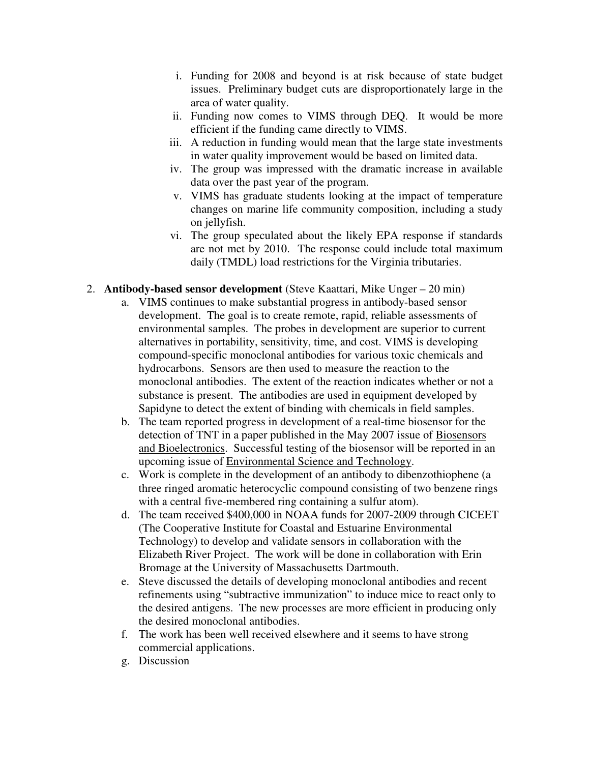i. Funding for 2008 and beyond is at risk because of state budget issues. Preliminary budget cuts are disproportionately large in the area of water quality.
   ii. Funding now comes to VIMS through DEQ. It would be more efficient if the funding came directly to VIMS.
   iii. A reduction in funding would mean that the large state investments in water quality improvement would be based on limited data.
   iv. The group was impressed with the dramatic increase in available data over the past year of the program.
   v. VIMS has graduate students looking at the impact of temperature changes on marine life community composition, including a study on jellyfish.
   vi. The group speculated about the likely EPA response if standards are not met by 2010. The response could include total maximum daily (TMDL) load restrictions for the Virginia tributaries.

2. **Antibody-based sensor development** (Steve Kaattari, Mike Unger – 20 min)
   a. VIMS continues to make substantial progress in antibody-based sensor development. The goal is to create remote, rapid, reliable assessments of environmental samples. The probes in development are superior to current alternatives in portability, sensitivity, time, and cost. VIMS is developing compound-specific monoclonal antibodies for various toxic chemicals and hydrocarbons. Sensors are then used to measure the reaction to the monoclonal antibodies. The extent of the reaction indicates whether or not a substance is present. The antibodies are used in equipment developed by Sapidyne to detect the extent of binding with chemicals in field samples.
   b. The team reported progress in development of a real-time biosensor for the detection of TNT in a paper published in the May 2007 issue of Biosensors and Bioelectronics. Successful testing of the biosensor will be reported in an upcoming issue of Environmental Science and Technology.
   c. Work is complete in the development of an antibody to dibenzothiophene (a three ringed aromatic heterocyclic compound consisting of two benzene rings with a central five-membered ring containing a sulfur atom).
   d. The team received $400,000 in NOAA funds for 2007-2009 through CICEET (The Cooperative Institute for Coastal and Estuarine Environmental Technology) to develop and validate sensors in collaboration with the Elizabeth River Project. The work will be done in collaboration with Erin Bromage at the University of Massachusetts Dartmouth.
   e. Steve discussed the details of developing monoclonal antibodies and recent refinements using "subtractive immunization" to induce mice to react only to the desired antigens. The new processes are more efficient in producing only the desired monoclonal antibodies.
   f. The work has been well received elsewhere and it seems to have strong commercial applications.
   g. Discussion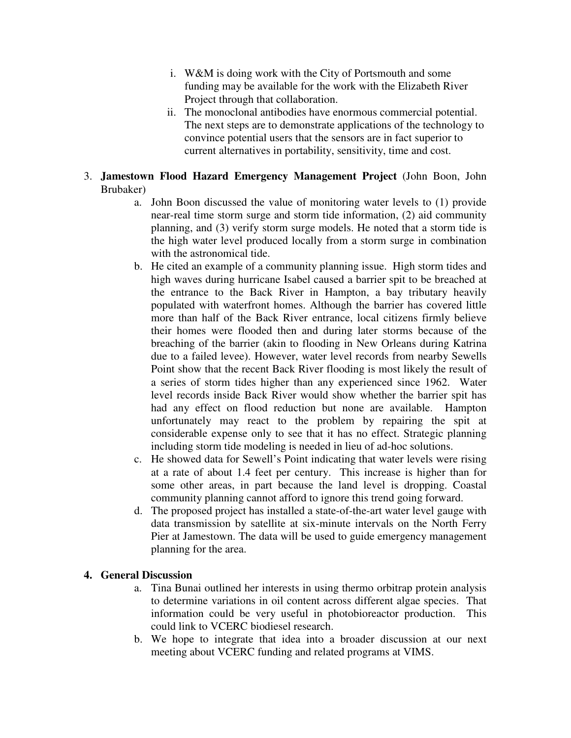i. W&M is doing work with the City of Portsmouth and some funding may be available for the work with the Elizabeth River Project through that collaboration.
   ii. The monoclonal antibodies have enormous commercial potential. The next steps are to demonstrate applications of the technology to convince potential users that the sensors are in fact superior to current alternatives in portability, sensitivity, time and cost.

3. **Jamestown Flood Hazard Emergency Management Project** (John Boon, John Brubaker)
   a. John Boon discussed the value of monitoring water levels to (1) provide near-real time storm surge and storm tide information, (2) aid community planning, and (3) verify storm surge models. He noted that a storm tide is the high water level produced locally from a storm surge in combination with the astronomical tide.
   b. He cited an example of a community planning issue. High storm tides and high waves during hurricane Isabel caused a barrier spit to be breached at the entrance to the Back River in Hampton, a bay tributary heavily populated with waterfront homes. Although the barrier has covered little more than half of the Back River entrance, local citizens firmly believe their homes were flooded then and during later storms because of the breaching of the barrier (akin to flooding in New Orleans during Katrina due to a failed levee). However, water level records from nearby Sewells Point show that the recent Back River flooding is most likely the result of a series of storm tides higher than any experienced since 1962. Water level records inside Back River would show whether the barrier spit has had any effect on flood reduction but none are available. Hampton unfortunately may react to the problem by repairing the spit at considerable expense only to see that it has no effect. Strategic planning including storm tide modeling is needed in lieu of ad-hoc solutions.
   c. He showed data for Sewell's Point indicating that water levels were rising at a rate of about 1.4 feet per century. This increase is higher than for some other areas, in part because the land level is dropping. Coastal community planning cannot afford to ignore this trend going forward.
   d. The proposed project has installed a state-of-the-art water level gauge with data transmission by satellite at six-minute intervals on the North Ferry Pier at Jamestown. The data will be used to guide emergency management planning for the area.

4. **General Discussion**
   a. Tina Bunai outlined her interests in using thermo orbitrap protein analysis to determine variations in oil content across different algae species. That information could be very useful in photobioreactor production. This could link to VCERC biodiesel research.
   b. We hope to integrate that idea into a broader discussion at our next meeting about VCERC funding and related programs at VIMS.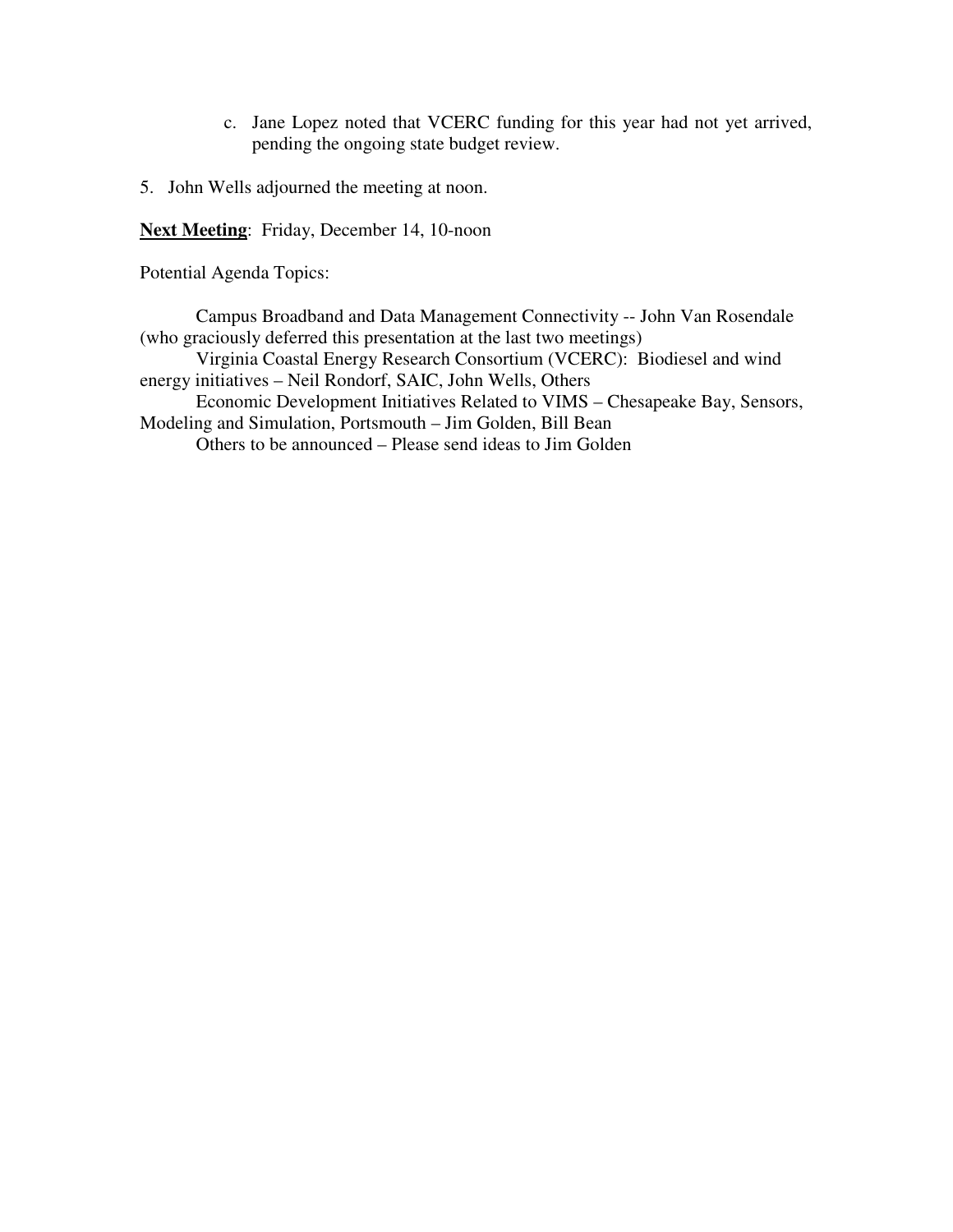c. Jane Lopez noted that VCERC funding for this year had not yet arrived, pending the ongoing state budget review.

5. John Wells adjourned the meeting at noon.

**Next Meeting**: Friday, December 14, 10-noon

Potential Agenda Topics:

Campus Broadband and Data Management Connectivity -- John Van Rosendale (who graciously deferred this presentation at the last two meetings)

Virginia Coastal Energy Research Consortium (VCERC): Biodiesel and wind energy initiatives – Neil Rondorf, SAIC, John Wells, Others

Economic Development Initiatives Related to VIMS – Chesapeake Bay, Sensors, Modeling and Simulation, Portsmouth – Jim Golden, Bill Bean

Others to be announced – Please send ideas to Jim Golden